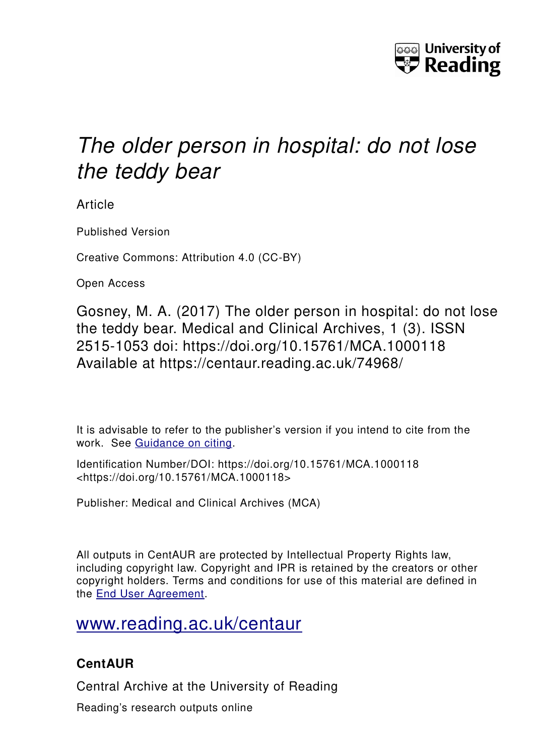University of Reading

# *The older person in hospital: do not lose the teddy bear*

Article

Published Version

Creative Commons: Attribution 4.0 (CC-BY)

Open Access

Gosney, M. A. (2017) The older person in hospital: do not lose the teddy bear. Medical and Clinical Archives, 1 (3). ISSN 2515-1053 doi: https://doi.org/10.15761/MCA.1000118 Available at https://centaur.reading.ac.uk/74968/

It is advisable to refer to the publisher's version if you intend to cite from the work. See [Guidance on citing](#).

Identification Number/DOI: https://doi.org/10.15761/MCA.1000118 <https://doi.org/10.15761/MCA.1000118>

Publisher: Medical and Clinical Archives (MCA)

All outputs in CentAUR are protected by Intellectual Property Rights law, including copyright law. Copyright and IPR is retained by the creators or other copyright holders. Terms and conditions for use of this material are defined in the [End User Agreement](#).

[www.reading.ac.uk/centaur](#)

**CentAUR**

Central Archive at the University of Reading

Reading's research outputs online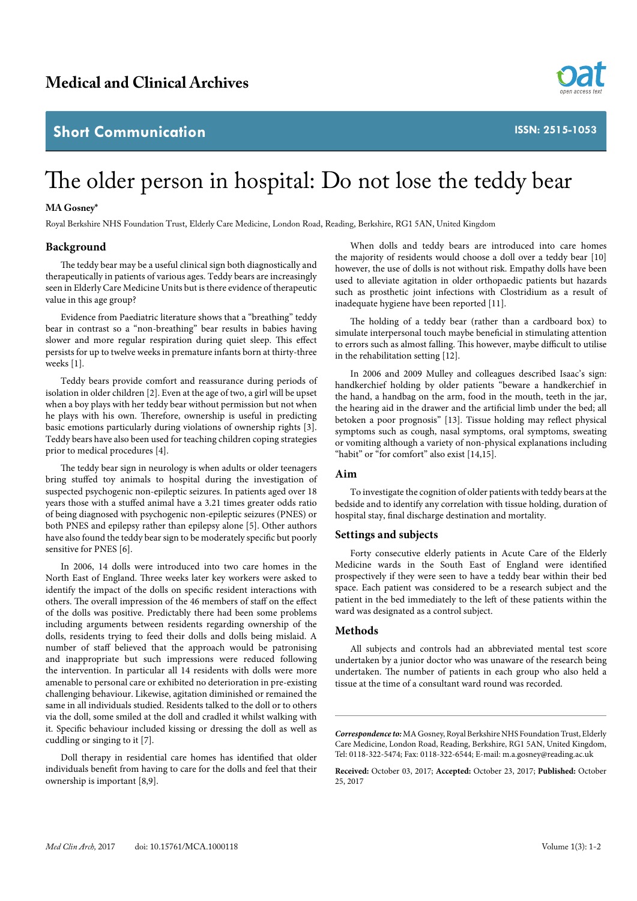# Medical and Clinical Archives

## Short Communication

ISSN: 2515-1053

# The older person in hospital: Do not lose the teddy bear

**MA Gosney***

Royal Berkshire NHS Foundation Trust, Elderly Care Medicine, London Road, Reading, Berkshire, RG1 5AN, United Kingdom

## Background

The teddy bear may be a useful clinical sign both diagnostically and therapeutically in patients of various ages. Teddy bears are increasingly seen in Elderly Care Medicine Units but is there evidence of therapeutic value in this age group?

Evidence from Paediatric literature shows that a "breathing" teddy bear in contrast so a "non-breathing" bear results in babies having slower and more regular respiration during quiet sleep. This effect persists for up to twelve weeks in premature infants born at thirty-three weeks [1].

Teddy bears provide comfort and reassurance during periods of isolation in older children [2]. Even at the age of two, a girl will be upset when a boy plays with her teddy bear without permission but not when he plays with his own. Therefore, ownership is useful in predicting basic emotions particularly during violations of ownership rights [3]. Teddy bears have also been used for teaching children coping strategies prior to medical procedures [4].

The teddy bear sign in neurology is when adults or older teenagers bring stuffed toy animals to hospital during the investigation of suspected psychogenic non-epileptic seizures. In patients aged over 18 years those with a stuffed animal have a 3.21 times greater odds ratio of being diagnosed with psychogenic non-epileptic seizures (PNES) or both PNES and epilepsy rather than epilepsy alone [5]. Other authors have also found the teddy bear sign to be moderately specific but poorly sensitive for PNES [6].

In 2006, 14 dolls were introduced into two care homes in the North East of England. Three weeks later key workers were asked to identify the impact of the dolls on specific resident interactions with others. The overall impression of the 46 members of staff on the effect of the dolls was positive. Predictably there had been some problems including arguments between residents regarding ownership of the dolls, residents trying to feed their dolls and dolls being mislaid. A number of staff believed that the approach would be patronising and inappropriate but such impressions were reduced following the intervention. In particular all 14 residents with dolls were more amenable to personal care or exhibited no deterioration in pre-existing challenging behaviour. Likewise, agitation diminished or remained the same in all individuals studied. Residents talked to the doll or to others via the doll, some smiled at the doll and cradled it whilst walking with it. Specific behaviour included kissing or dressing the doll as well as cuddling or singing to it [7].

Doll therapy in residential care homes has identified that older individuals benefit from having to care for the dolls and feel that their ownership is important [8,9].

When dolls and teddy bears are introduced into care homes the majority of residents would choose a doll over a teddy bear [10] however, the use of dolls is not without risk. Empathy dolls have been used to alleviate agitation in older orthopaedic patients but hazards such as prosthetic joint infections with Clostridium as a result of inadequate hygiene have been reported [11].

The holding of a teddy bear (rather than a cardboard box) to simulate interpersonal touch maybe beneficial in stimulating attention to errors such as almost falling. This however, maybe difficult to utilise in the rehabilitation setting [12].

In 2006 and 2009 Mulley and colleagues described Isaac's sign: handkerchief holding by older patients "beware a handkerchief in the hand, a handbag on the arm, food in the mouth, teeth in the jar, the hearing aid in the drawer and the artificial limb under the bed; all betoken a poor prognosis" [13]. Tissue holding may reflect physical symptoms such as cough, nasal symptoms, oral symptoms, sweating or vomiting although a variety of non-physical explanations including "habit" or "for comfort" also exist [14,15].

## Aim

To investigate the cognition of older patients with teddy bears at the bedside and to identify any correlation with tissue holding, duration of hospital stay, final discharge destination and mortality.

## Settings and subjects

Forty consecutive elderly patients in Acute Care of the Elderly Medicine wards in the South East of England were identified prospectively if they were seen to have a teddy bear within their bed space. Each patient was considered to be a research subject and the patient in the bed immediately to the left of these patients within the ward was designated as a control subject.

## Methods

All subjects and controls had an abbreviated mental test score undertaken by a junior doctor who was unaware of the research being undertaken. The number of patients in each group who also held a tissue at the time of a consultant ward round was recorded.

---

***Correspondence to:*** MA Gosney, Royal Berkshire NHS Foundation Trust, Elderly Care Medicine, London Road, Reading, Berkshire, RG1 5AN, United Kingdom, Tel: 0118-322-5474; Fax: 0118-322-6544; E-mail: m.a.gosney@reading.ac.uk

**Received:** October 03, 2017; **Accepted:** October 23, 2017; **Published:** October 25, 2017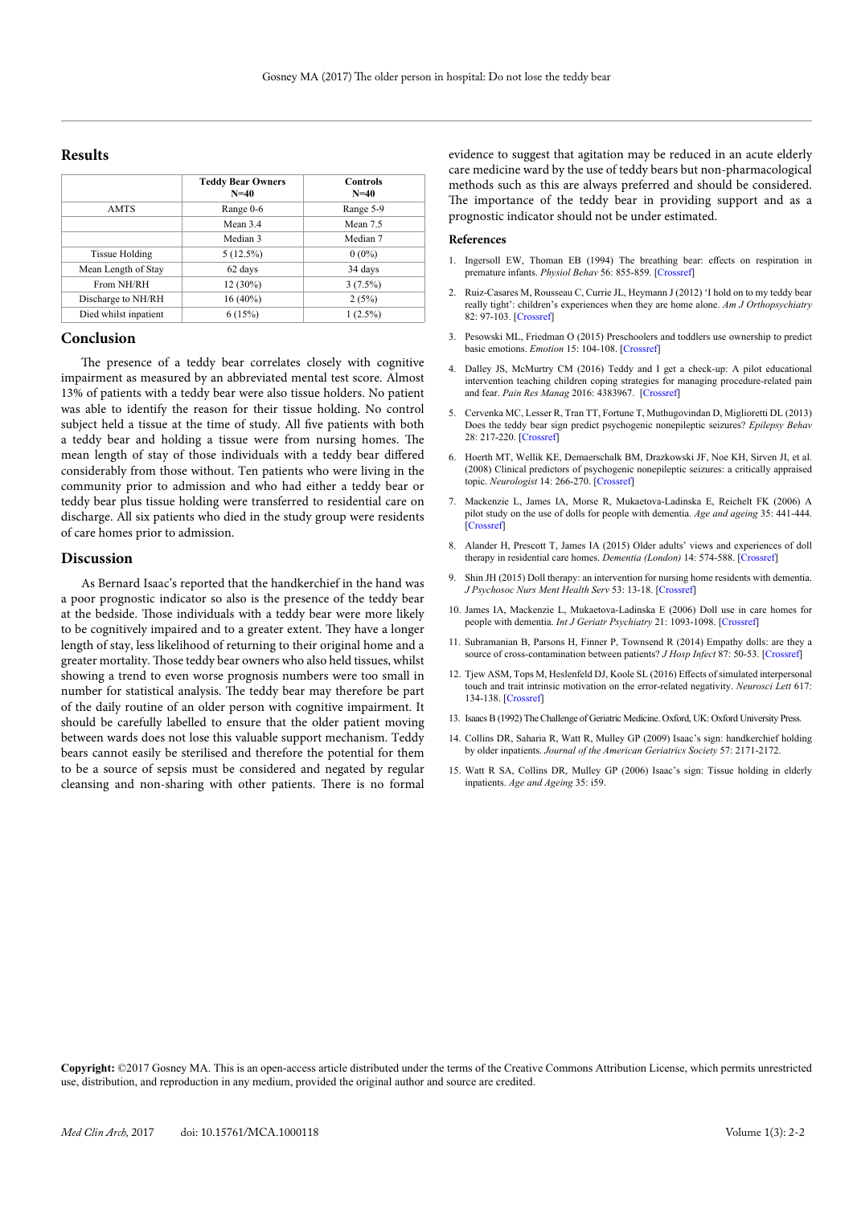## Results

| | Teddy Bear Owners N=40 | Controls N=40 |
|---|---|---|
| AMTS | Range 0-6 | Range 5-9 |
| | Mean 3.4 | Mean 7.5 |
| | Median 3 | Median 7 |
| Tissue Holding | 5 (12.5%) | 0 (0%) |
| Mean Length of Stay | 62 days | 34 days |
| From NH/RH | 12 (30%) | 3 (7.5%) |
| Discharge to NH/RH | 16 (40%) | 2 (5%) |
| Died whilst inpatient | 6 (15%) | 1 (2.5%) |

## Conclusion

The presence of a teddy bear correlates closely with cognitive impairment as measured by an abbreviated mental test score. Almost 13% of patients with a teddy bear were also tissue holders. No patient was able to identify the reason for their tissue holding. No control subject held a tissue at the time of study. All five patients with both a teddy bear and holding a tissue were from nursing homes. The mean length of stay of those individuals with a teddy bear differed considerably from those without. Ten patients who were living in the community prior to admission and who had either a teddy bear or teddy bear plus tissue holding were transferred to residential care on discharge. All six patients who died in the study group were residents of care homes prior to admission.

## Discussion

As Bernard Isaac's reported that the handkerchief in the hand was a poor prognostic indicator so also is the presence of the teddy bear at the bedside. Those individuals with a teddy bear were more likely to be cognitively impaired and to a greater extent. They have a longer length of stay, less likelihood of returning to their original home and a greater mortality. Those teddy bear owners who also held tissues, whilst showing a trend to even worse prognosis numbers were too small in number for statistical analysis. The teddy bear may therefore be part of the daily routine of an older person with cognitive impairment. It should be carefully labelled to ensure that the older patient moving between wards does not lose this valuable support mechanism. Teddy bears cannot easily be sterilised and therefore the potential for them to be a source of sepsis must be considered and negated by regular cleansing and non-sharing with other patients. There is no formal evidence to suggest that agitation may be reduced in an acute elderly care medicine ward by the use of teddy bears but non-pharmacological methods such as this are always preferred and should be considered. The importance of the teddy bear in providing support and as a prognostic indicator should not be under estimated.

### References

1. Ingersoll EW, Thoman EB (1994) The breathing bear: effects on respiration in premature infants. *Physiol Behav* 56: 855-859. [Crossref]
2. Ruiz-Casares M, Rousseau C, Currie JL, Heymann J (2012) 'I hold on to my teddy bear really tight': children's experiences when they are home alone. *Am J Orthopsychiatry* 82: 97-103. [Crossref]
3. Pesowski ML, Friedman O (2015) Preschoolers and toddlers use ownership to predict basic emotions. *Emotion* 15: 104-108. [Crossref]
4. Dalley JS, McMurtry CM (2016) Teddy and I get a check-up: A pilot educational intervention teaching children coping strategies for managing procedure-related pain and fear. *Pain Res Manag* 2016: 4383967. [Crossref]
5. Cervenka MC, Lesser R, Tran TT, Fortune T, Muthugovindan D, Miglioretti DL (2013) Does the teddy bear sign predict psychogenic nonepileptic seizures? *Epilepsy Behav* 28: 217-220. [Crossref]
6. Hoerth MT, Wellik KE, Demaerschalk BM, Drazkowski JF, Noe KH, Sirven JI, et al. (2008) Clinical predictors of psychogenic nonepileptic seizures: a critically appraised topic. *Neurologist* 14: 266-270. [Crossref]
7. Mackenzie L, James IA, Morse R, Mukaetova-Ladinska E, Reichelt FK (2006) A pilot study on the use of dolls for people with dementia. *Age and ageing* 35: 441-444. [Crossref]
8. Alander H, Prescott T, James IA (2015) Older adults' views and experiences of doll therapy in residential care homes. *Dementia (London)* 14: 574-588. [Crossref]
9. Shin JH (2015) Doll therapy: an intervention for nursing home residents with dementia. *J Psychosoc Nurs Ment Health Serv* 53: 13-18. [Crossref]
10. James IA, Mackenzie L, Mukaetova-Ladinska E (2006) Doll use in care homes for people with dementia. *Int J Geriatr Psychiatry* 21: 1093-1098. [Crossref]
11. Subramanian B, Parsons H, Finner P, Townsend R (2014) Empathy dolls: are they a source of cross-contamination between patients? *J Hosp Infect* 87: 50-53. [Crossref]
12. Tjew ASM, Tops M, Heslenfeld DJ, Koole SL (2016) Effects of simulated interpersonal touch and trait intrinsic motivation on the error-related negativity. *Neurosci Lett* 617: 134-138. [Crossref]
13. Isaacs B (1992) The Challenge of Geriatric Medicine. Oxford, UK: Oxford University Press.
14. Collins DR, Saharia R, Watt R, Mulley GP (2009) Isaac's sign: handkerchief holding by older inpatients. *Journal of the American Geriatrics Society* 57: 2171-2172.
15. Watt R SA, Collins DR, Mulley GP (2006) Isaac's sign: Tissue holding in elderly inpatients. *Age and Ageing* 35: i59.

**Copyright:** ©2017 Gosney MA. This is an open-access article distributed under the terms of the Creative Commons Attribution License, which permits unrestricted use, distribution, and reproduction in any medium, provided the original author and source are credited.